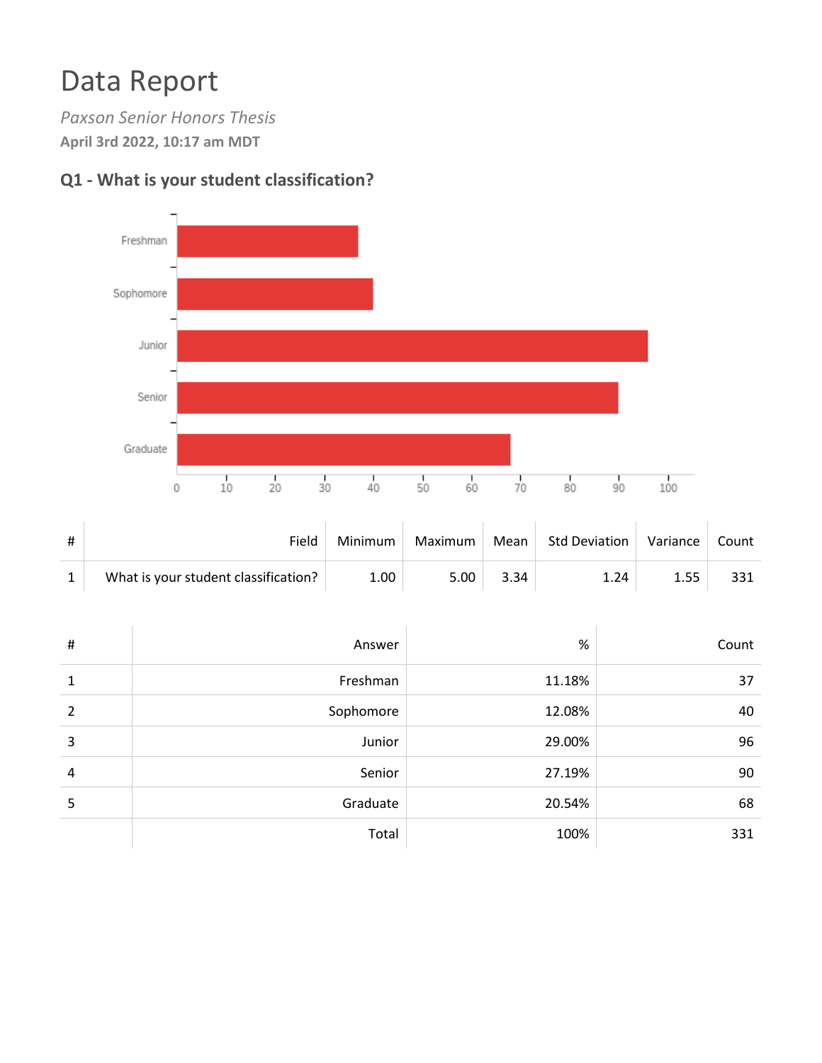# Data Report

*Paxson Senior Honors Thesis*

**April 3rd 2022, 10:17 am MDT**

### Q1 - What is your student classification?

| # | Field | Minimum | Maximum | Mean | Std Deviation | Variance | Count |
|---|---|---|---|---|---|---|---|
| 1 | What is your student classification? | 1.00 | 5.00 | 3.34 | 1.24 | 1.55 | 331 |

| # | Answer | % | Count |
|---|---|---|---|
| 1 | Freshman | 11.18% | 37 |
| 2 | Sophomore | 12.08% | 40 |
| 3 | Junior | 29.00% | 96 |
| 4 | Senior | 27.19% | 90 |
| 5 | Graduate | 20.54% | 68 |
| | Total | 100% | 331 |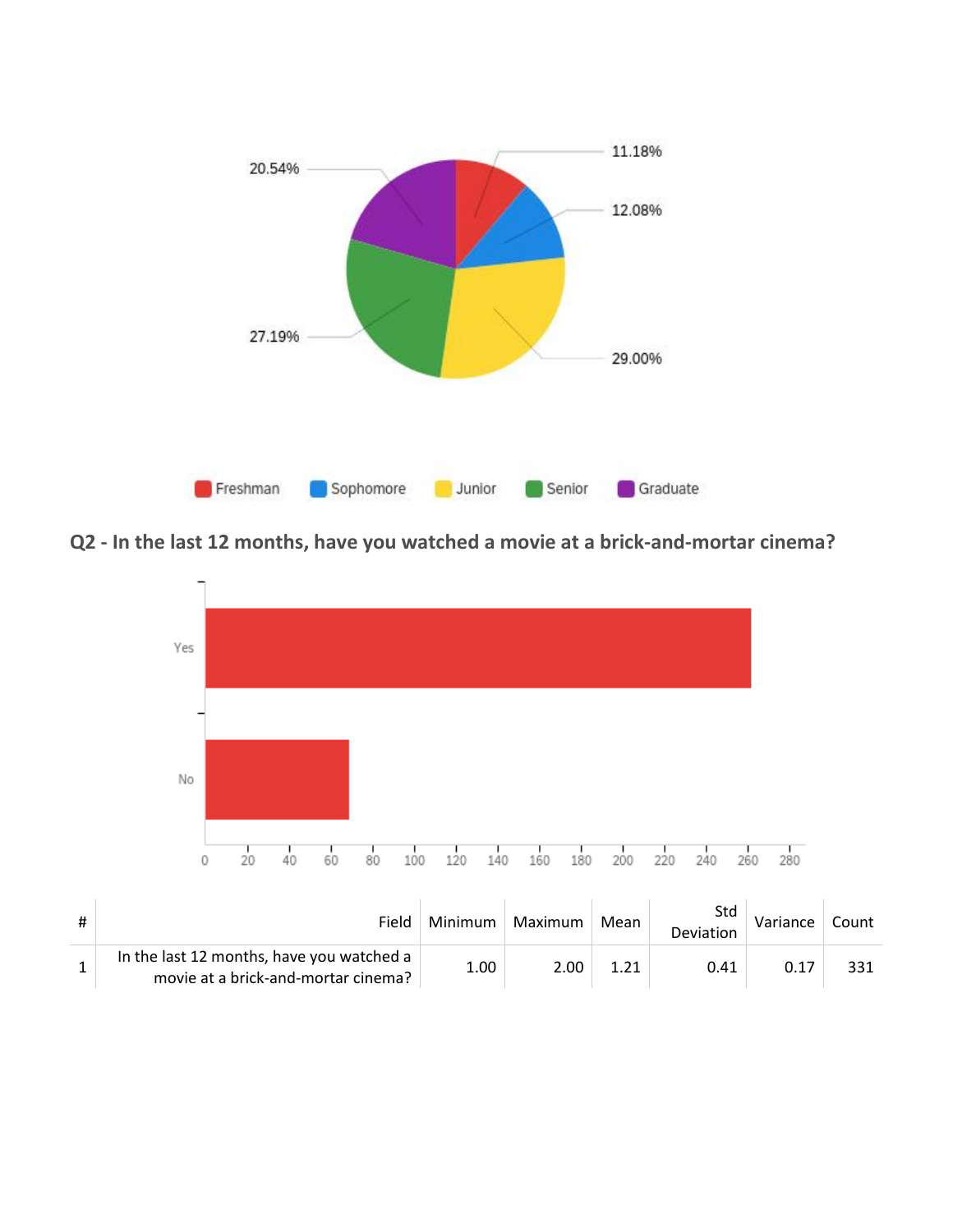## Q2 - In the last 12 months, have you watched a movie at a brick-and-mortar cinema?

| # | Field | Minimum | Maximum | Mean | Std Deviation | Variance | Count |
|---|---|---|---|---|---|---|---|
| 1 | In the last 12 months, have you watched a movie at a brick-and-mortar cinema? | 1.00 | 2.00 | 1.21 | 0.41 | 0.17 | 331 |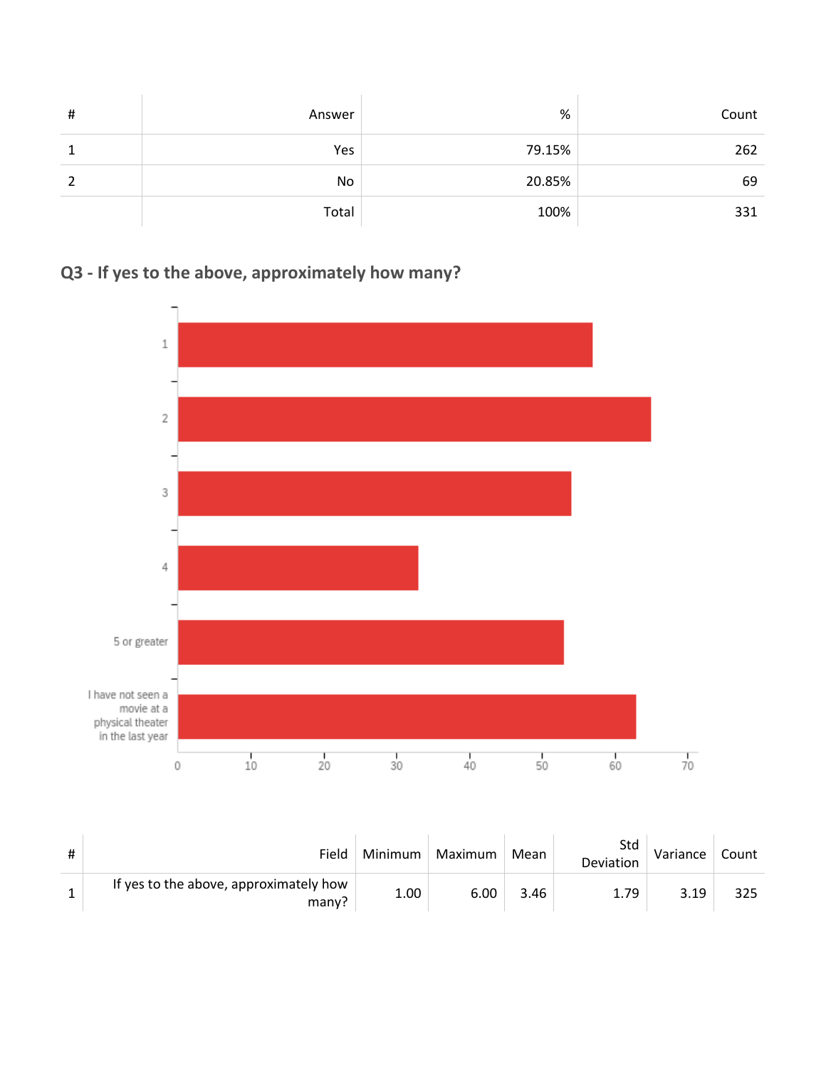| # | Answer | % | Count |
|---|---|---|---|
| 1 | Yes | 79.15% | 262 |
| 2 | No | 20.85% | 69 |
| | Total | 100% | 331 |

## Q3 - If yes to the above, approximately how many?

| # | Field | Minimum | Maximum | Mean | Std Deviation | Variance | Count |
|---|---|---|---|---|---|---|---|
| 1 | If yes to the above, approximately how many? | 1.00 | 6.00 | 3.46 | 1.79 | 3.19 | 325 |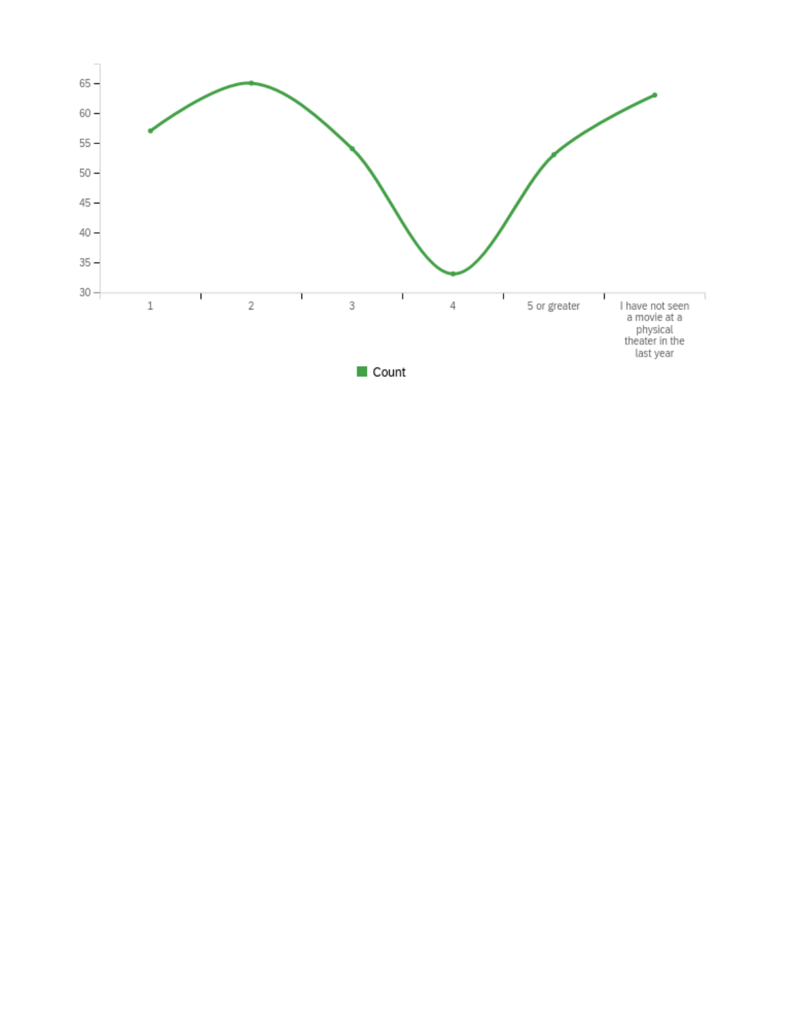| Category | Count |
| --- | --- |
| 1 | 57 |
| 2 | 65 |
| 3 | 54 |
| 4 | 33 |
| 5 or greater | 53 |
| I have not seen a movie at a physical theater in the last year | 63 |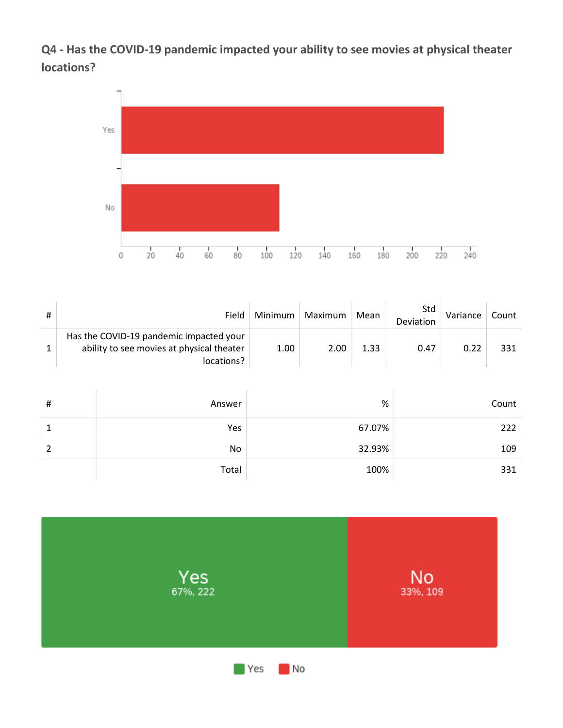## Q4 - Has the COVID-19 pandemic impacted your ability to see movies at physical theater locations?

| # | Field | Minimum | Maximum | Mean | Std Deviation | Variance | Count |
|---|---|---|---|---|---|---|---|
| 1 | Has the COVID-19 pandemic impacted your ability to see movies at physical theater locations? | 1.00 | 2.00 | 1.33 | 0.47 | 0.22 | 331 |

| # | Answer | % | Count |
|---|---|---|---|
| 1 | Yes | 67.07% | 222 |
| 2 | No | 32.93% | 109 |
| | Total | 100% | 331 |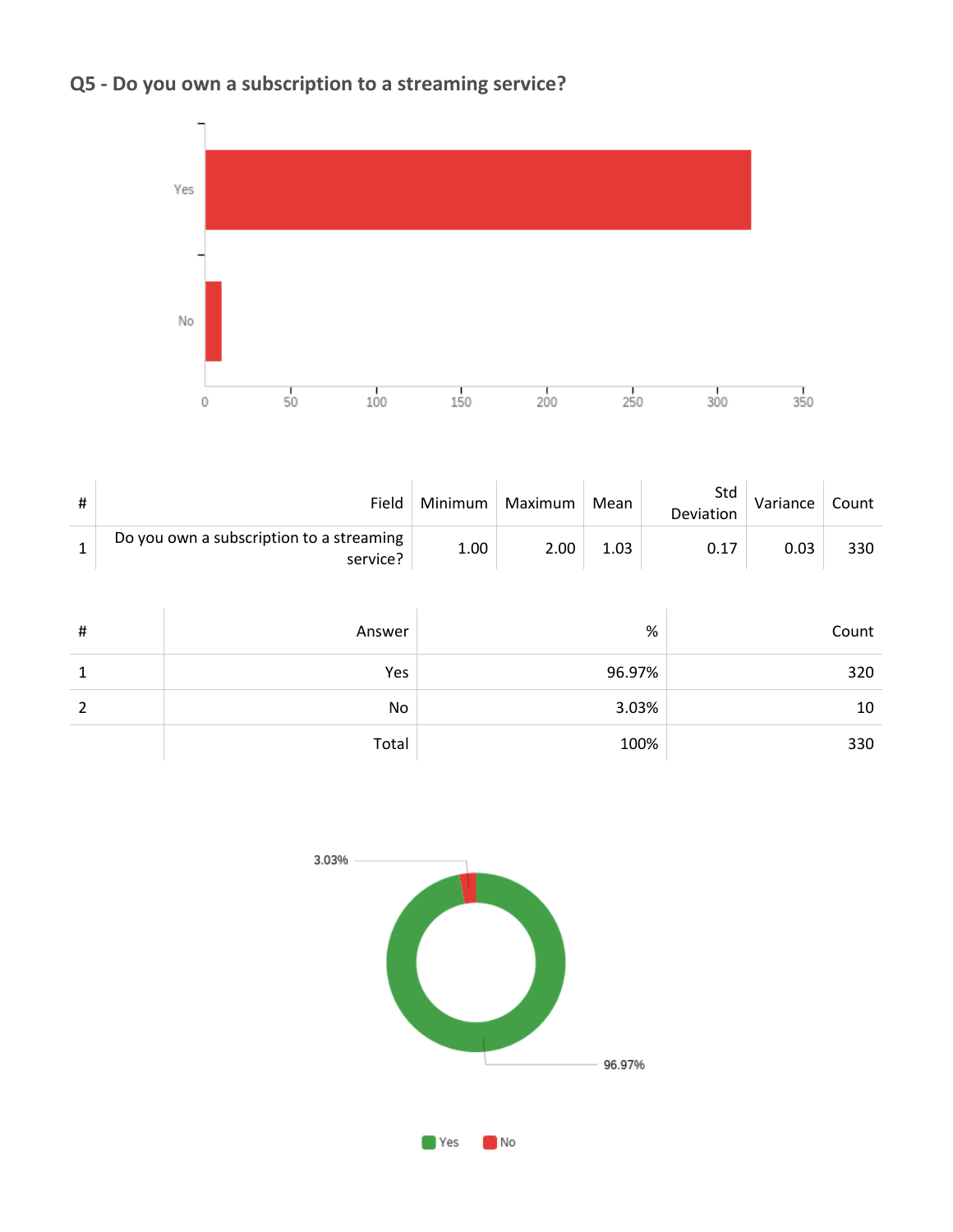## Q5 - Do you own a subscription to a streaming service?

| # | Field | Minimum | Maximum | Mean | Std Deviation | Variance | Count |
|---|---|---|---|---|---|---|---|
| 1 | Do you own a subscription to a streaming service? | 1.00 | 2.00 | 1.03 | 0.17 | 0.03 | 330 |

| # | Answer | % | Count |
|---|---|---|---|
| 1 | Yes | 96.97% | 320 |
| 2 | No | 3.03% | 10 |
| | Total | 100% | 330 |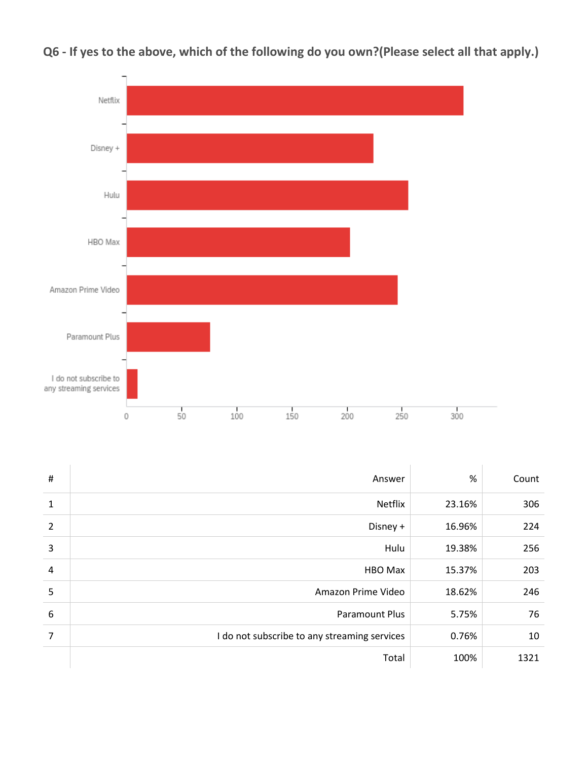## Q6 - If yes to the above, which of the following do you own?(Please select all that apply.)

| # | Answer | % | Count |
|---|---|---|---|
| 1 | Netflix | 23.16% | 306 |
| 2 | Disney + | 16.96% | 224 |
| 3 | Hulu | 19.38% | 256 |
| 4 | HBO Max | 15.37% | 203 |
| 5 | Amazon Prime Video | 18.62% | 246 |
| 6 | Paramount Plus | 5.75% | 76 |
| 7 | I do not subscribe to any streaming services | 0.76% | 10 |
| | Total | 100% | 1321 |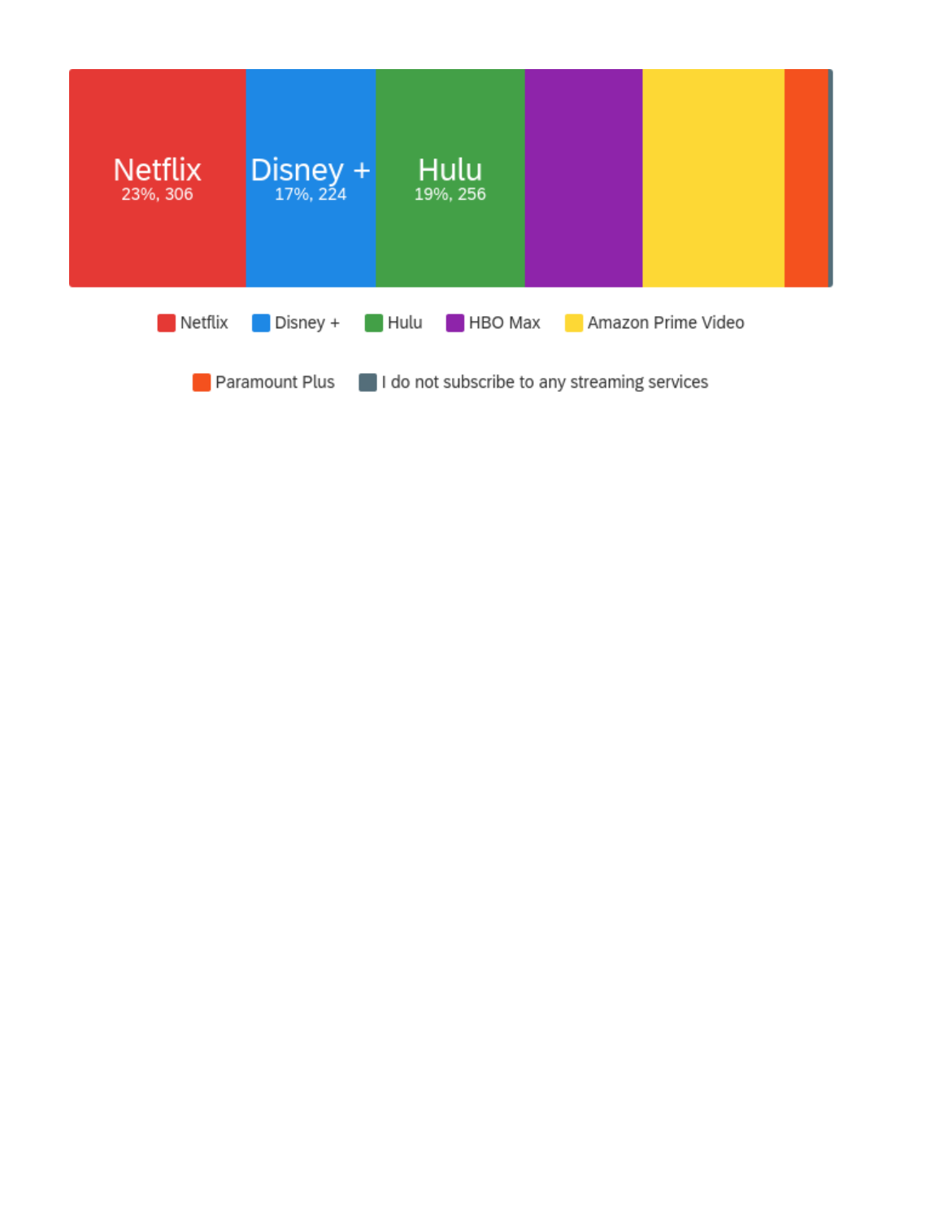Netflix
23%, 306

Disney +
17%, 224

Hulu
19%, 256

Netflix

Disney +

Hulu

HBO Max

Amazon Prime Video

Paramount Plus

I do not subscribe to any streaming services